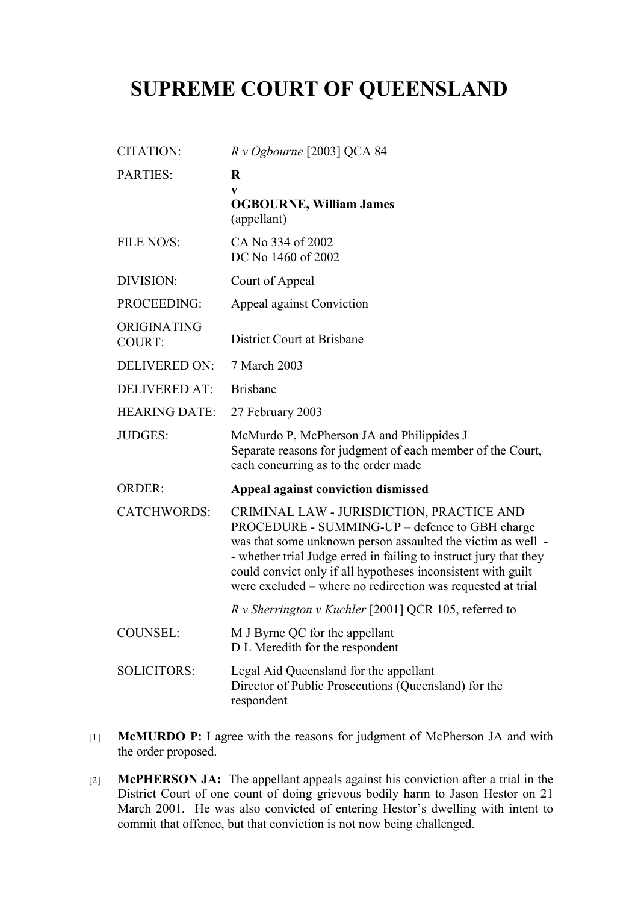# SUPREME COURT OF QUEENSLAND

| | |
|---|---|
| CITATION: | *R v Ogbourne* [2003] QCA 84 |
| PARTIES: | **R**<br>**v**<br>**OGBOURNE, William James**<br>(appellant) |
| FILE NO/S: | CA No 334 of 2002<br>DC No 1460 of 2002 |
| DIVISION: | Court of Appeal |
| PROCEEDING: | Appeal against Conviction |
| ORIGINATING COURT: | District Court at Brisbane |
| DELIVERED ON: | 7 March 2003 |
| DELIVERED AT: | Brisbane |
| HEARING DATE: | 27 February 2003 |
| JUDGES: | McMurdo P, McPherson JA and Philippides J<br>Separate reasons for judgment of each member of the Court, each concurring as to the order made |
| ORDER: | **Appeal against conviction dismissed** |
| CATCHWORDS: | CRIMINAL LAW - JURISDICTION, PRACTICE AND PROCEDURE - SUMMING-UP – defence to GBH charge was that some unknown person assaulted the victim as well - - whether trial Judge erred in failing to instruct jury that they could convict only if all hypotheses inconsistent with guilt were excluded – where no redirection was requested at trial<br><br>*R v Sherrington v Kuchler* [2001] QCR 105, referred to |
| COUNSEL: | M J Byrne QC for the appellant<br>D L Meredith for the respondent |
| SOLICITORS: | Legal Aid Queensland for the appellant<br>Director of Public Prosecutions (Queensland) for the respondent |

[1] **McMURDO P:** I agree with the reasons for judgment of McPherson JA and with the order proposed.

[2] **McPHERSON JA:** The appellant appeals against his conviction after a trial in the District Court of one count of doing grievous bodily harm to Jason Hestor on 21 March 2001. He was also convicted of entering Hestor's dwelling with intent to commit that offence, but that conviction is not now being challenged.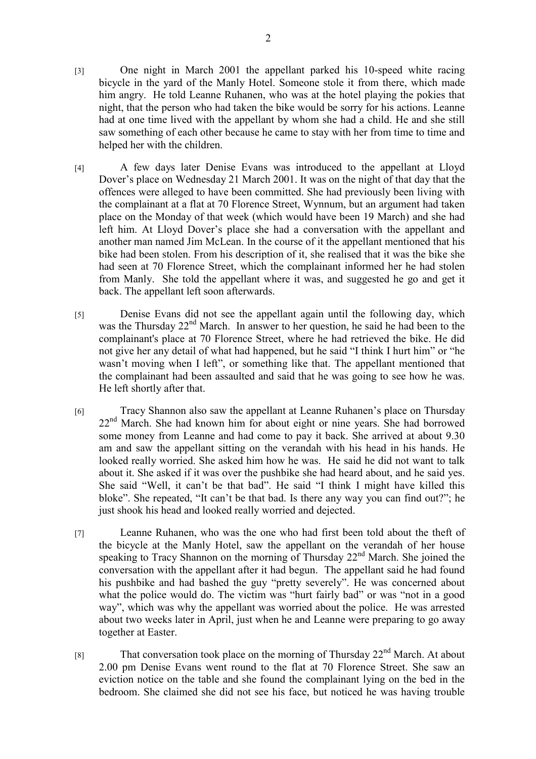[3] One night in March 2001 the appellant parked his 10-speed white racing bicycle in the yard of the Manly Hotel. Someone stole it from there, which made him angry. He told Leanne Ruhanen, who was at the hotel playing the pokies that night, that the person who had taken the bike would be sorry for his actions. Leanne had at one time lived with the appellant by whom she had a child. He and she still saw something of each other because he came to stay with her from time to time and helped her with the children.

[4] A few days later Denise Evans was introduced to the appellant at Lloyd Dover's place on Wednesday 21 March 2001. It was on the night of that day that the offences were alleged to have been committed. She had previously been living with the complainant at a flat at 70 Florence Street, Wynnum, but an argument had taken place on the Monday of that week (which would have been 19 March) and she had left him. At Lloyd Dover's place she had a conversation with the appellant and another man named Jim McLean. In the course of it the appellant mentioned that his bike had been stolen. From his description of it, she realised that it was the bike she had seen at 70 Florence Street, which the complainant informed her he had stolen from Manly. She told the appellant where it was, and suggested he go and get it back. The appellant left soon afterwards.

[5] Denise Evans did not see the appellant again until the following day, which was the Thursday 22nd March. In answer to her question, he said he had been to the complainant's place at 70 Florence Street, where he had retrieved the bike. He did not give her any detail of what had happened, but he said "I think I hurt him" or "he wasn't moving when I left", or something like that. The appellant mentioned that the complainant had been assaulted and said that he was going to see how he was. He left shortly after that.

[6] Tracy Shannon also saw the appellant at Leanne Ruhanen's place on Thursday 22nd March. She had known him for about eight or nine years. She had borrowed some money from Leanne and had come to pay it back. She arrived at about 9.30 am and saw the appellant sitting on the verandah with his head in his hands. He looked really worried. She asked him how he was. He said he did not want to talk about it. She asked if it was over the pushbike she had heard about, and he said yes. She said "Well, it can't be that bad". He said "I think I might have killed this bloke". She repeated, "It can't be that bad. Is there any way you can find out?"; he just shook his head and looked really worried and dejected.

[7] Leanne Ruhanen, who was the one who had first been told about the theft of the bicycle at the Manly Hotel, saw the appellant on the verandah of her house speaking to Tracy Shannon on the morning of Thursday 22nd March. She joined the conversation with the appellant after it had begun. The appellant said he had found his pushbike and had bashed the guy "pretty severely". He was concerned about what the police would do. The victim was "hurt fairly bad" or was "not in a good way", which was why the appellant was worried about the police. He was arrested about two weeks later in April, just when he and Leanne were preparing to go away together at Easter.

[8] That conversation took place on the morning of Thursday 22nd March. At about 2.00 pm Denise Evans went round to the flat at 70 Florence Street. She saw an eviction notice on the table and she found the complainant lying on the bed in the bedroom. She claimed she did not see his face, but noticed he was having trouble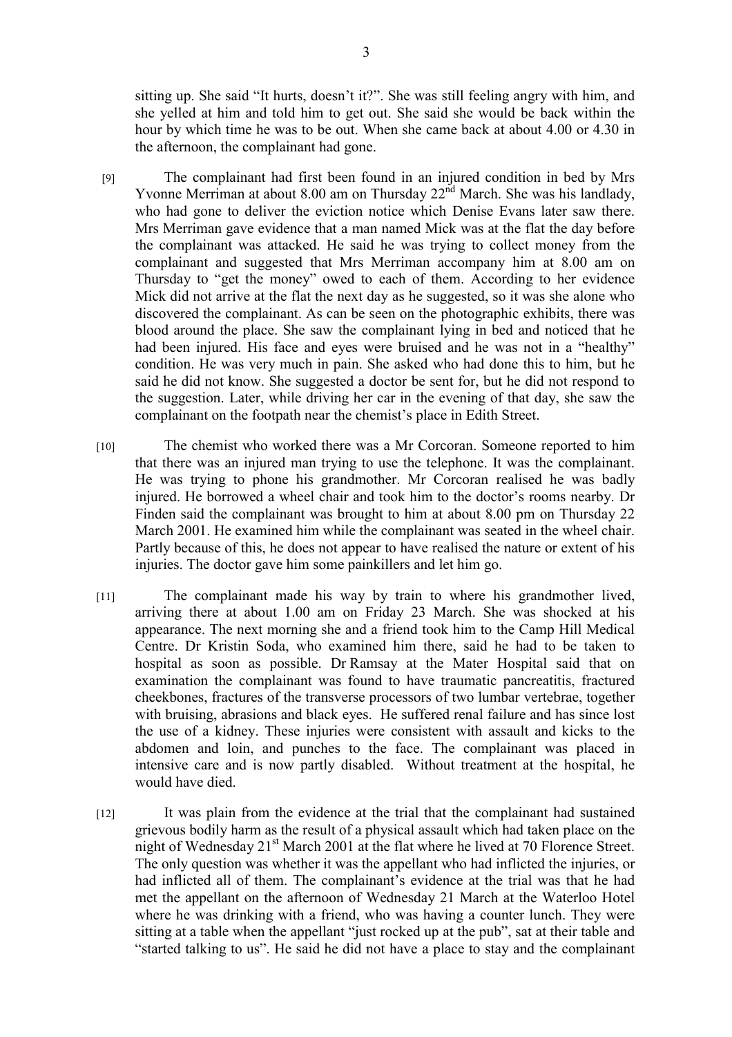sitting up. She said "It hurts, doesn't it?". She was still feeling angry with him, and she yelled at him and told him to get out. She said she would be back within the hour by which time he was to be out. When she came back at about 4.00 or 4.30 in the afternoon, the complainant had gone.

[9] The complainant had first been found in an injured condition in bed by Mrs Yvonne Merriman at about 8.00 am on Thursday 22nd March. She was his landlady, who had gone to deliver the eviction notice which Denise Evans later saw there. Mrs Merriman gave evidence that a man named Mick was at the flat the day before the complainant was attacked. He said he was trying to collect money from the complainant and suggested that Mrs Merriman accompany him at 8.00 am on Thursday to "get the money" owed to each of them. According to her evidence Mick did not arrive at the flat the next day as he suggested, so it was she alone who discovered the complainant. As can be seen on the photographic exhibits, there was blood around the place. She saw the complainant lying in bed and noticed that he had been injured. His face and eyes were bruised and he was not in a "healthy" condition. He was very much in pain. She asked who had done this to him, but he said he did not know. She suggested a doctor be sent for, but he did not respond to the suggestion. Later, while driving her car in the evening of that day, she saw the complainant on the footpath near the chemist's place in Edith Street.

[10] The chemist who worked there was a Mr Corcoran. Someone reported to him that there was an injured man trying to use the telephone. It was the complainant. He was trying to phone his grandmother. Mr Corcoran realised he was badly injured. He borrowed a wheel chair and took him to the doctor's rooms nearby. Dr Finden said the complainant was brought to him at about 8.00 pm on Thursday 22 March 2001. He examined him while the complainant was seated in the wheel chair. Partly because of this, he does not appear to have realised the nature or extent of his injuries. The doctor gave him some painkillers and let him go.

[11] The complainant made his way by train to where his grandmother lived, arriving there at about 1.00 am on Friday 23 March. She was shocked at his appearance. The next morning she and a friend took him to the Camp Hill Medical Centre. Dr Kristin Soda, who examined him there, said he had to be taken to hospital as soon as possible. Dr Ramsay at the Mater Hospital said that on examination the complainant was found to have traumatic pancreatitis, fractured cheekbones, fractures of the transverse processors of two lumbar vertebrae, together with bruising, abrasions and black eyes. He suffered renal failure and has since lost the use of a kidney. These injuries were consistent with assault and kicks to the abdomen and loin, and punches to the face. The complainant was placed in intensive care and is now partly disabled. Without treatment at the hospital, he would have died.

[12] It was plain from the evidence at the trial that the complainant had sustained grievous bodily harm as the result of a physical assault which had taken place on the night of Wednesday 21st March 2001 at the flat where he lived at 70 Florence Street. The only question was whether it was the appellant who had inflicted the injuries, or had inflicted all of them. The complainant's evidence at the trial was that he had met the appellant on the afternoon of Wednesday 21 March at the Waterloo Hotel where he was drinking with a friend, who was having a counter lunch. They were sitting at a table when the appellant "just rocked up at the pub", sat at their table and "started talking to us". He said he did not have a place to stay and the complainant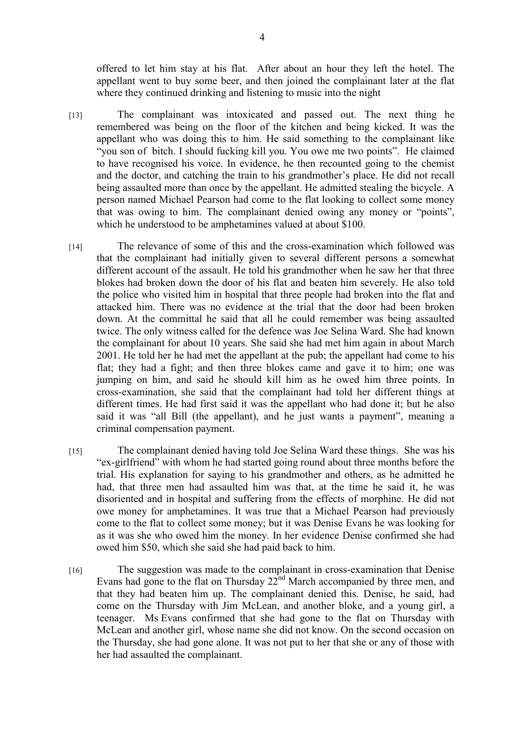offered to let him stay at his flat. After about an hour they left the hotel. The appellant went to buy some beer, and then joined the complainant later at the flat where they continued drinking and listening to music into the night

[13] The complainant was intoxicated and passed out. The next thing he remembered was being on the floor of the kitchen and being kicked. It was the appellant who was doing this to him. He said something to the complainant like "you son of bitch. I should fucking kill you. You owe me two points". He claimed to have recognised his voice. In evidence, he then recounted going to the chemist and the doctor, and catching the train to his grandmother's place. He did not recall being assaulted more than once by the appellant. He admitted stealing the bicycle. A person named Michael Pearson had come to the flat looking to collect some money that was owing to him. The complainant denied owing any money or "points", which he understood to be amphetamines valued at about $100.

[14] The relevance of some of this and the cross-examination which followed was that the complainant had initially given to several different persons a somewhat different account of the assault. He told his grandmother when he saw her that three blokes had broken down the door of his flat and beaten him severely. He also told the police who visited him in hospital that three people had broken into the flat and attacked him. There was no evidence at the trial that the door had been broken down. At the committal he said that all he could remember was being assaulted twice. The only witness called for the defence was Joe Selina Ward. She had known the complainant for about 10 years. She said she had met him again in about March 2001. He told her he had met the appellant at the pub; the appellant had come to his flat; they had a fight; and then three blokes came and gave it to him; one was jumping on him, and said he should kill him as he owed him three points. In cross-examination, she said that the complainant had told her different things at different times. He had first said it was the appellant who had done it; but he also said it was "all Bill (the appellant), and he just wants a payment", meaning a criminal compensation payment.

[15] The complainant denied having told Joe Selina Ward these things. She was his "ex-girlfriend" with whom he had started going round about three months before the trial. His explanation for saying to his grandmother and others, as he admitted he had, that three men had assaulted him was that, at the time he said it, he was disoriented and in hospital and suffering from the effects of morphine. He did not owe money for amphetamines. It was true that a Michael Pearson had previously come to the flat to collect some money; but it was Denise Evans he was looking for as it was she who owed him the money. In her evidence Denise confirmed she had owed him $50, which she said she had paid back to him.

[16] The suggestion was made to the complainant in cross-examination that Denise Evans had gone to the flat on Thursday 22nd March accompanied by three men, and that they had beaten him up. The complainant denied this. Denise, he said, had come on the Thursday with Jim McLean, and another bloke, and a young girl, a teenager. Ms Evans confirmed that she had gone to the flat on Thursday with McLean and another girl, whose name she did not know. On the second occasion on the Thursday, she had gone alone. It was not put to her that she or any of those with her had assaulted the complainant.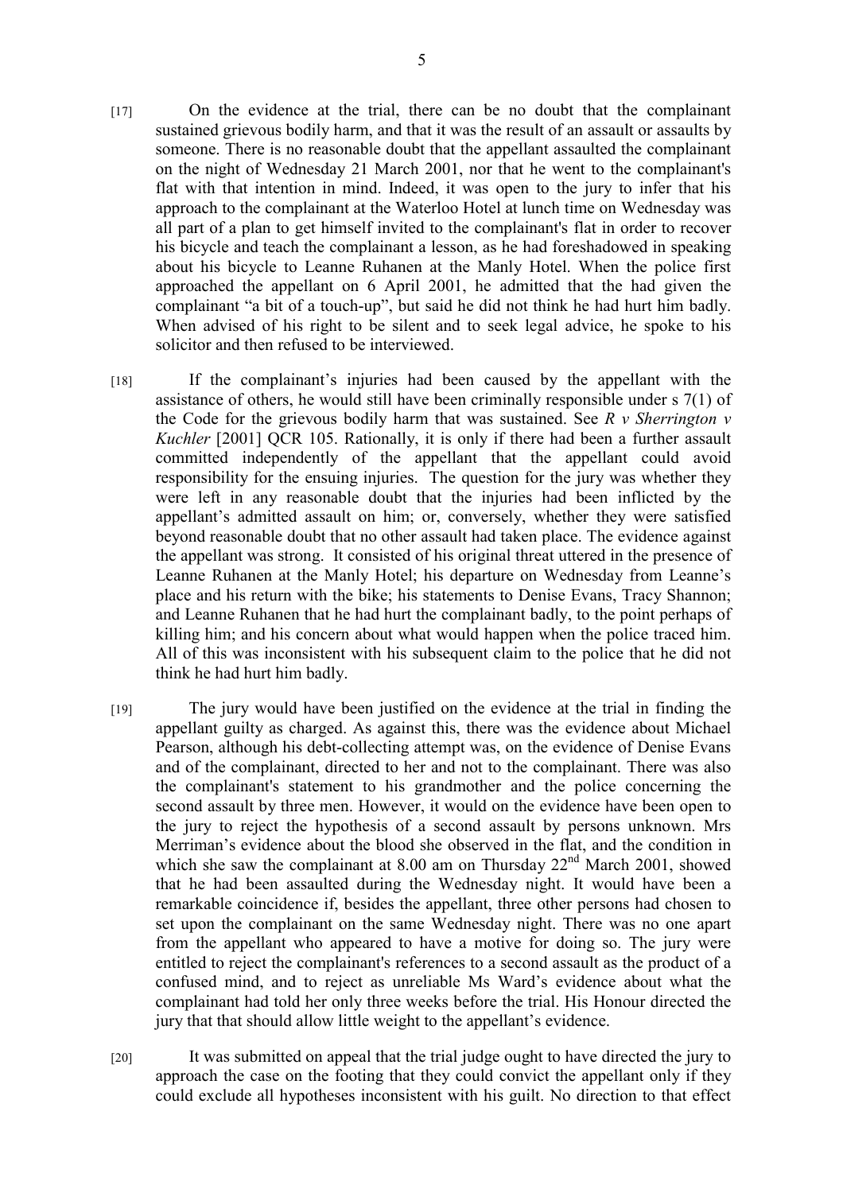[17] On the evidence at the trial, there can be no doubt that the complainant sustained grievous bodily harm, and that it was the result of an assault or assaults by someone. There is no reasonable doubt that the appellant assaulted the complainant on the night of Wednesday 21 March 2001, nor that he went to the complainant's flat with that intention in mind. Indeed, it was open to the jury to infer that his approach to the complainant at the Waterloo Hotel at lunch time on Wednesday was all part of a plan to get himself invited to the complainant's flat in order to recover his bicycle and teach the complainant a lesson, as he had foreshadowed in speaking about his bicycle to Leanne Ruhanen at the Manly Hotel. When the police first approached the appellant on 6 April 2001, he admitted that the had given the complainant "a bit of a touch-up", but said he did not think he had hurt him badly. When advised of his right to be silent and to seek legal advice, he spoke to his solicitor and then refused to be interviewed.

[18] If the complainant's injuries had been caused by the appellant with the assistance of others, he would still have been criminally responsible under s 7(1) of the Code for the grievous bodily harm that was sustained. See *R v Sherrington v Kuchler* [2001] QCR 105. Rationally, it is only if there had been a further assault committed independently of the appellant that the appellant could avoid responsibility for the ensuing injuries. The question for the jury was whether they were left in any reasonable doubt that the injuries had been inflicted by the appellant's admitted assault on him; or, conversely, whether they were satisfied beyond reasonable doubt that no other assault had taken place. The evidence against the appellant was strong. It consisted of his original threat uttered in the presence of Leanne Ruhanen at the Manly Hotel; his departure on Wednesday from Leanne's place and his return with the bike; his statements to Denise Evans, Tracy Shannon; and Leanne Ruhanen that he had hurt the complainant badly, to the point perhaps of killing him; and his concern about what would happen when the police traced him. All of this was inconsistent with his subsequent claim to the police that he did not think he had hurt him badly.

[19] The jury would have been justified on the evidence at the trial in finding the appellant guilty as charged. As against this, there was the evidence about Michael Pearson, although his debt-collecting attempt was, on the evidence of Denise Evans and of the complainant, directed to her and not to the complainant. There was also the complainant's statement to his grandmother and the police concerning the second assault by three men. However, it would on the evidence have been open to the jury to reject the hypothesis of a second assault by persons unknown. Mrs Merriman's evidence about the blood she observed in the flat, and the condition in which she saw the complainant at 8.00 am on Thursday 22nd March 2001, showed that he had been assaulted during the Wednesday night. It would have been a remarkable coincidence if, besides the appellant, three other persons had chosen to set upon the complainant on the same Wednesday night. There was no one apart from the appellant who appeared to have a motive for doing so. The jury were entitled to reject the complainant's references to a second assault as the product of a confused mind, and to reject as unreliable Ms Ward's evidence about what the complainant had told her only three weeks before the trial. His Honour directed the jury that that should allow little weight to the appellant's evidence.

[20] It was submitted on appeal that the trial judge ought to have directed the jury to approach the case on the footing that they could convict the appellant only if they could exclude all hypotheses inconsistent with his guilt. No direction to that effect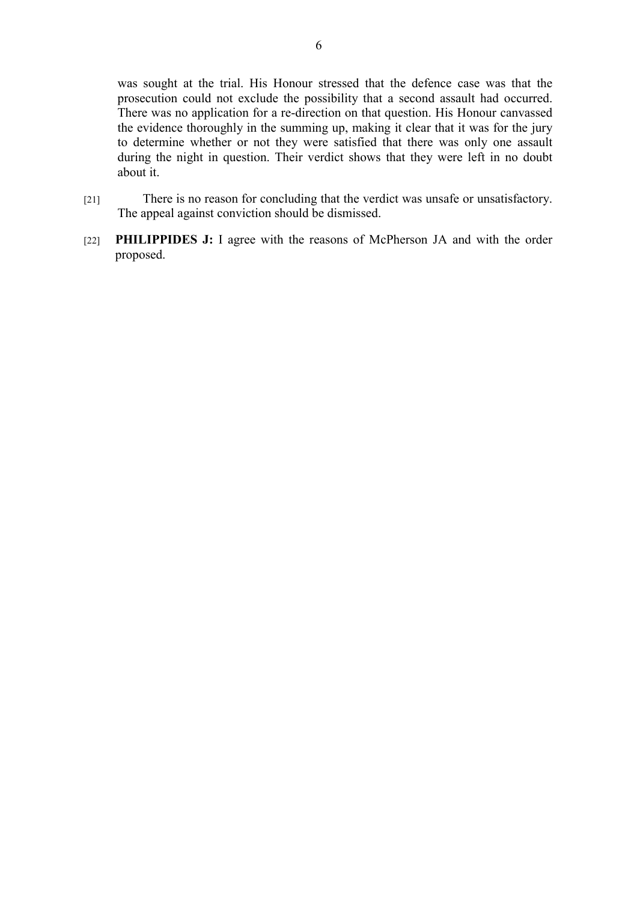was sought at the trial. His Honour stressed that the defence case was that the prosecution could not exclude the possibility that a second assault had occurred. There was no application for a re-direction on that question. His Honour canvassed the evidence thoroughly in the summing up, making it clear that it was for the jury to determine whether or not they were satisfied that there was only one assault during the night in question. Their verdict shows that they were left in no doubt about it.

[21] There is no reason for concluding that the verdict was unsafe or unsatisfactory. The appeal against conviction should be dismissed.

[22] **PHILIPPIDES J:** I agree with the reasons of McPherson JA and with the order proposed.